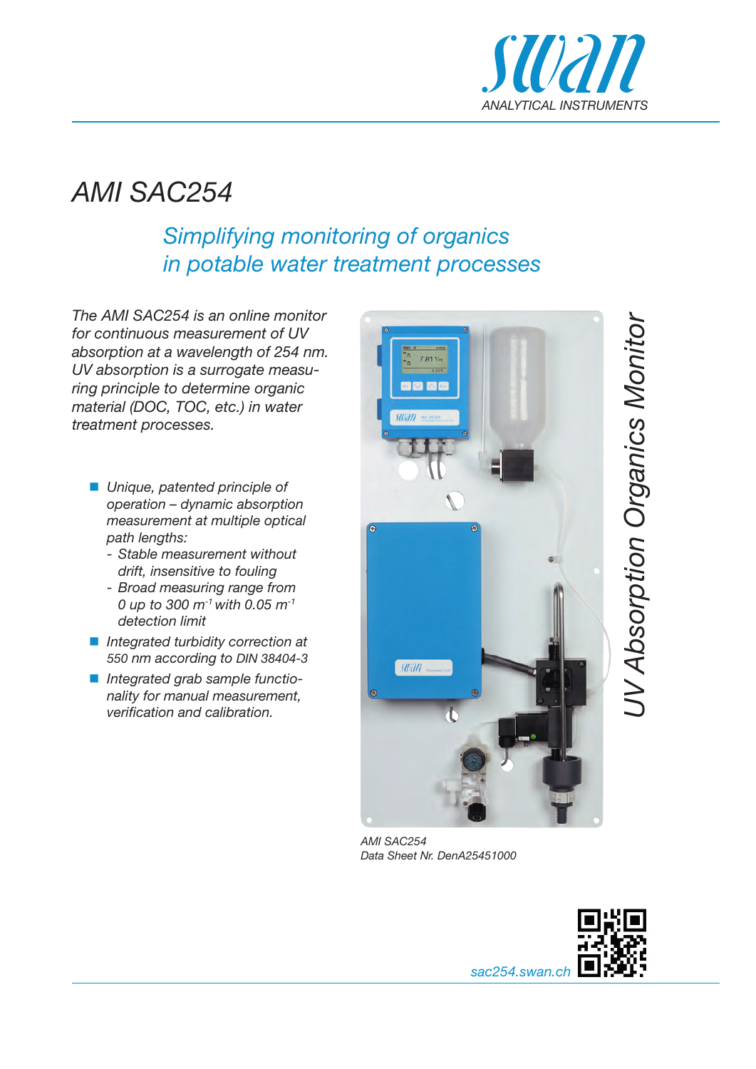# AMI SAC254

## *Simplifying monitoring of organics in potable water treatment processes*

*The AMI SAC254 is an online monitor for continuous measurement of UV absorption at a wavelength of 254 nm. UV absorption is a surrogate measuring principle to determine organic material (DOC, TOC, etc.) in water treatment processes.*

- *Unique, patented principle of operation – dynamic absorption measurement at multiple optical path lengths:*
  - *Stable measurement without drift, insensitive to fouling*
  - *Broad measuring range from 0 up to 300 $m^{-1}$ with 0.05 $m^{-1}$ detection limit*
- *Integrated turbidity correction at 550 nm according to DIN 38404-3*
- *Integrated grab sample functionality for manual measurement, verification and calibration.*

*UV Absorption Organics Monitor*

*AMI SAC254*
*Data Sheet Nr. DenA25451000*

sac254.swan.ch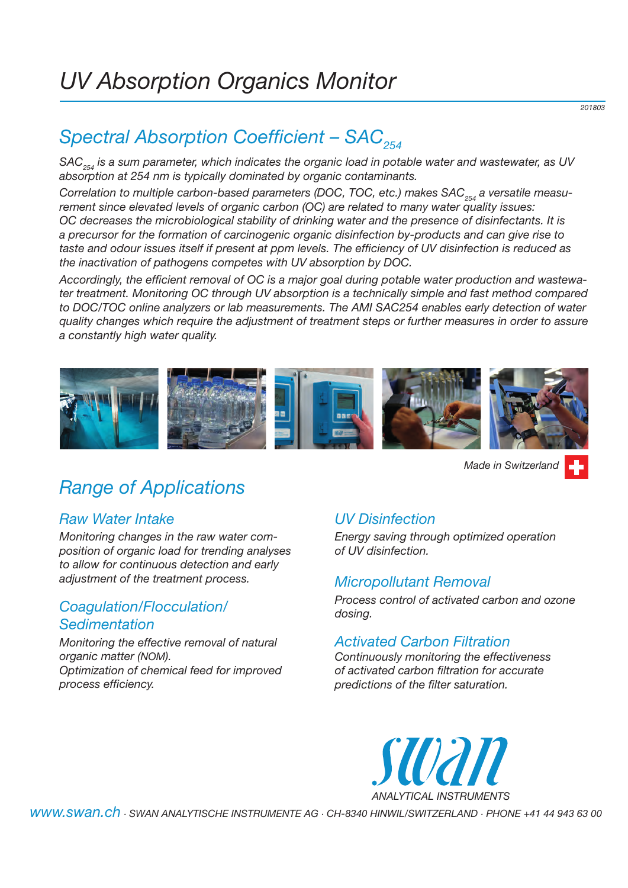# *UV Absorption Organics Monitor*

*201803*

## *Spectral Absorption Coefficient – $SAC_{254}$*

*$SAC_{254}$ is a sum parameter, which indicates the organic load in potable water and wastewater, as UV absorption at 254 nm is typically dominated by organic contaminants.*

*Correlation to multiple carbon-based parameters (DOC, TOC, etc.) makes $SAC_{254}$ a versatile measurement since elevated levels of organic carbon (OC) are related to many water quality issues: OC decreases the microbiological stability of drinking water and the presence of disinfectants. It is a precursor for the formation of carcinogenic organic disinfection by-products and can give rise to taste and odour issues itself if present at ppm levels. The efficiency of UV disinfection is reduced as the inactivation of pathogens competes with UV absorption by DOC.*

*Accordingly, the efficient removal of OC is a major goal during potable water production and wastewater treatment. Monitoring OC through UV absorption is a technically simple and fast method compared to DOC/TOC online analyzers or lab measurements. The AMI SAC254 enables early detection of water quality changes which require the adjustment of treatment steps or further measures in order to assure a constantly high water quality.*

*Made in Switzerland*

## *Range of Applications*

### *Raw Water Intake*

*Monitoring changes in the raw water composition of organic load for trending analyses to allow for continuous detection and early adjustment of the treatment process.*

### *Coagulation/Flocculation/ Sedimentation*

*Monitoring the effective removal of natural organic matter (NOM).*
*Optimization of chemical feed for improved process efficiency.*

### *UV Disinfection*

*Energy saving through optimized operation of UV disinfection.*

### *Micropollutant Removal*

*Process control of activated carbon and ozone dosing.*

### *Activated Carbon Filtration*

*Continuously monitoring the effectiveness of activated carbon filtration for accurate predictions of the filter saturation.*

swan
ANALYTICAL INSTRUMENTS

*www.swan.ch · SWAN ANALYTISCHE INSTRUMENTE AG · CH-8340 HINWIL/SWITZERLAND · PHONE +41 44 943 63 00*